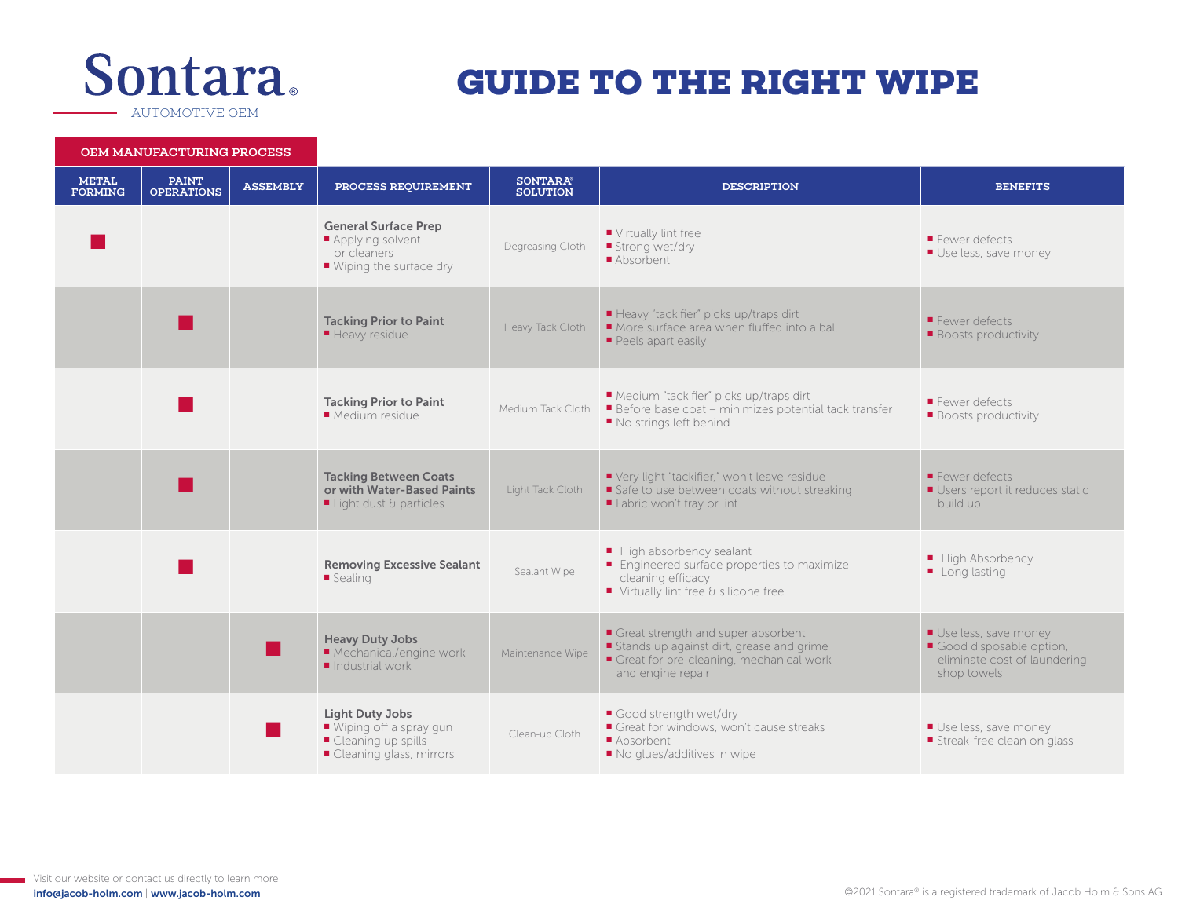# Sontara®

AUTOMOTIVE OEM

# GUIDE TO THE RIGHT WIPE

| OEM MANUFACTURING PROCESS | | | | | | |
|---|---|---|---|---|---|---|
| METAL FORMING | PAINT OPERATIONS | ASSEMBLY | PROCESS REQUIREMENT | SONTARA® SOLUTION | DESCRIPTION | BENEFITS |
| ■ | | | **General Surface Prep**<br>■ Applying solvent or cleaners<br>■ Wiping the surface dry | Degreasing Cloth | ■ Virtually lint free<br>■ Strong wet/dry<br>■ Absorbent | ■ Fewer defects<br>■ Use less, save money |
| | ■ | | **Tacking Prior to Paint**<br>■ Heavy residue | Heavy Tack Cloth | ■ Heavy "tackifier" picks up/traps dirt<br>■ More surface area when fluffed into a ball<br>■ Peels apart easily | ■ Fewer defects<br>■ Boosts productivity |
| | ■ | | **Tacking Prior to Paint**<br>■ Medium residue | Medium Tack Cloth | ■ Medium "tackifier" picks up/traps dirt<br>■ Before base coat – minimizes potential tack transfer<br>■ No strings left behind | ■ Fewer defects<br>■ Boosts productivity |
| | ■ | | **Tacking Between Coats or with Water-Based Paints**<br>■ Light dust & particles | Light Tack Cloth | ■ Very light "tackifier," won't leave residue<br>■ Safe to use between coats without streaking<br>■ Fabric won't fray or lint | ■ Fewer defects<br>■ Users report it reduces static build up |
| | ■ | | **Removing Excessive Sealant**<br>■ Sealing | Sealant Wipe | ■ High absorbency sealant<br>■ Engineered surface properties to maximize cleaning efficacy<br>■ Virtually lint free & silicone free | ■ High Absorbency<br>■ Long lasting |
| | | ■ | **Heavy Duty Jobs**<br>■ Mechanical/engine work<br>■ Industrial work | Maintenance Wipe | ■ Great strength and super absorbent<br>■ Stands up against dirt, grease and grime<br>■ Great for pre-cleaning, mechanical work and engine repair | ■ Use less, save money<br>■ Good disposable option, eliminate cost of laundering shop towels |
| | | ■ | **Light Duty Jobs**<br>■ Wiping off a spray gun<br>■ Cleaning up spills<br>■ Cleaning glass, mirrors | Clean-up Cloth | ■ Good strength wet/dry<br>■ Great for windows, won't cause streaks<br>■ Absorbent<br>■ No glues/additives in wipe | ■ Use less, save money<br>■ Streak-free clean on glass |

Visit our website or contact us directly to learn more
**info@jacob-holm.com** | **www.jacob-holm.com**

©2021 Sontara® is a registered trademark of Jacob Holm & Sons AG.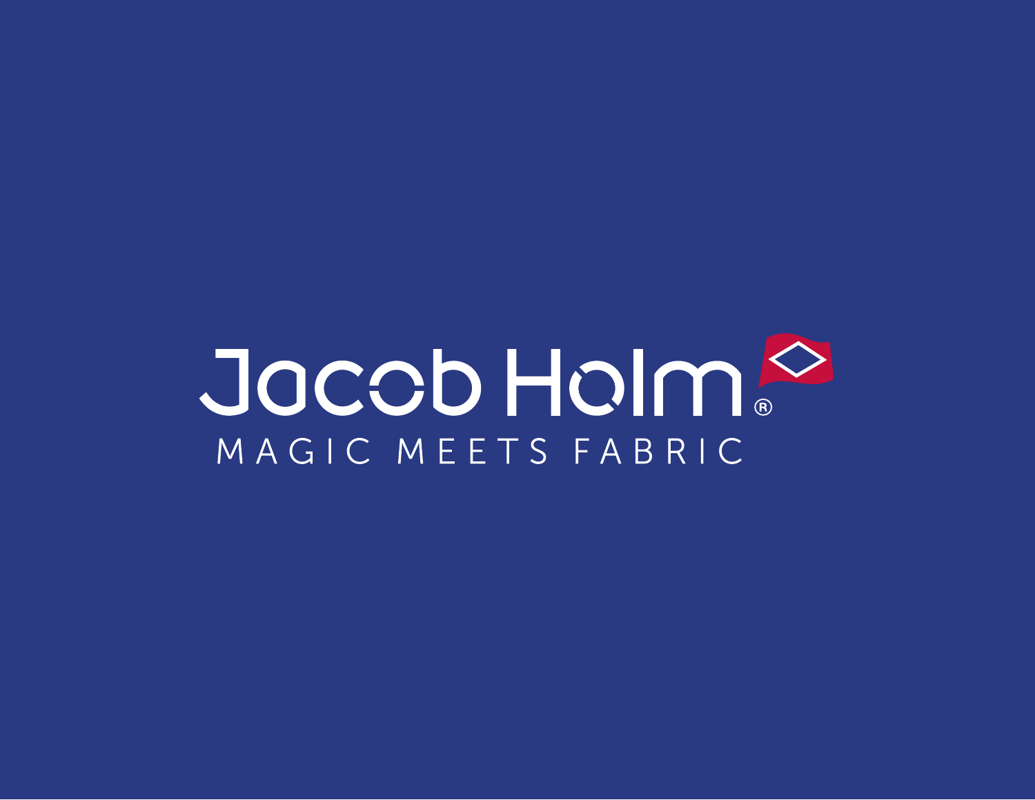Jacob Holm®

MAGIC MEETS FABRIC